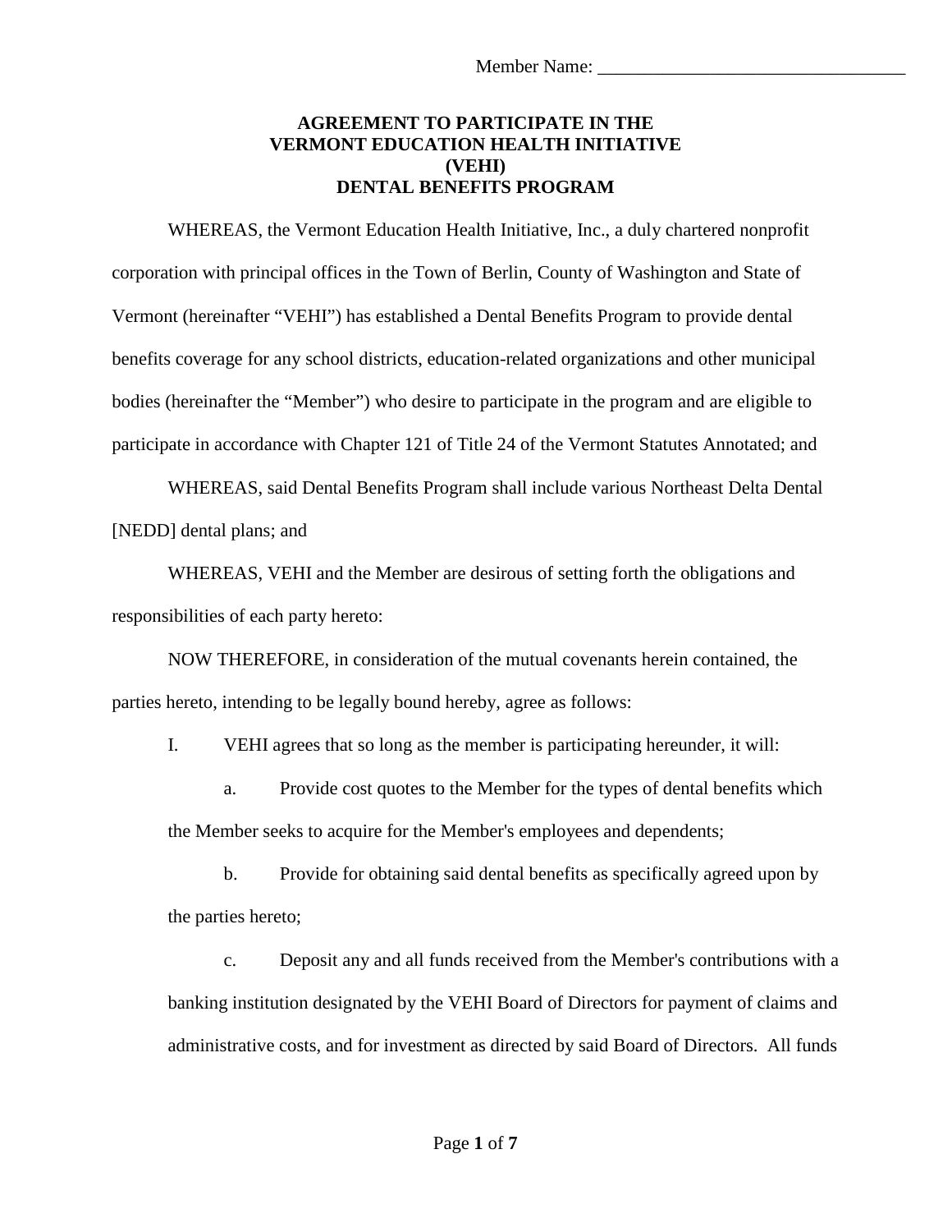Member Name: \_\_\_\_\_\_\_\_\_\_\_\_\_\_\_\_\_\_\_\_\_\_\_\_\_\_\_\_\_\_\_\_\_

# AGREEMENT TO PARTICIPATE IN THE VERMONT EDUCATION HEALTH INITIATIVE (VEHI) DENTAL BENEFITS PROGRAM

WHEREAS, the Vermont Education Health Initiative, Inc., a duly chartered nonprofit corporation with principal offices in the Town of Berlin, County of Washington and State of Vermont (hereinafter "VEHI") has established a Dental Benefits Program to provide dental benefits coverage for any school districts, education-related organizations and other municipal bodies (hereinafter the "Member") who desire to participate in the program and are eligible to participate in accordance with Chapter 121 of Title 24 of the Vermont Statutes Annotated; and

WHEREAS, said Dental Benefits Program shall include various Northeast Delta Dental [NEDD] dental plans; and

WHEREAS, VEHI and the Member are desirous of setting forth the obligations and responsibilities of each party hereto:

NOW THEREFORE, in consideration of the mutual covenants herein contained, the parties hereto, intending to be legally bound hereby, agree as follows:

I. VEHI agrees that so long as the member is participating hereunder, it will:

a. Provide cost quotes to the Member for the types of dental benefits which the Member seeks to acquire for the Member's employees and dependents;

b. Provide for obtaining said dental benefits as specifically agreed upon by the parties hereto;

c. Deposit any and all funds received from the Member's contributions with a banking institution designated by the VEHI Board of Directors for payment of claims and administrative costs, and for investment as directed by said Board of Directors. All funds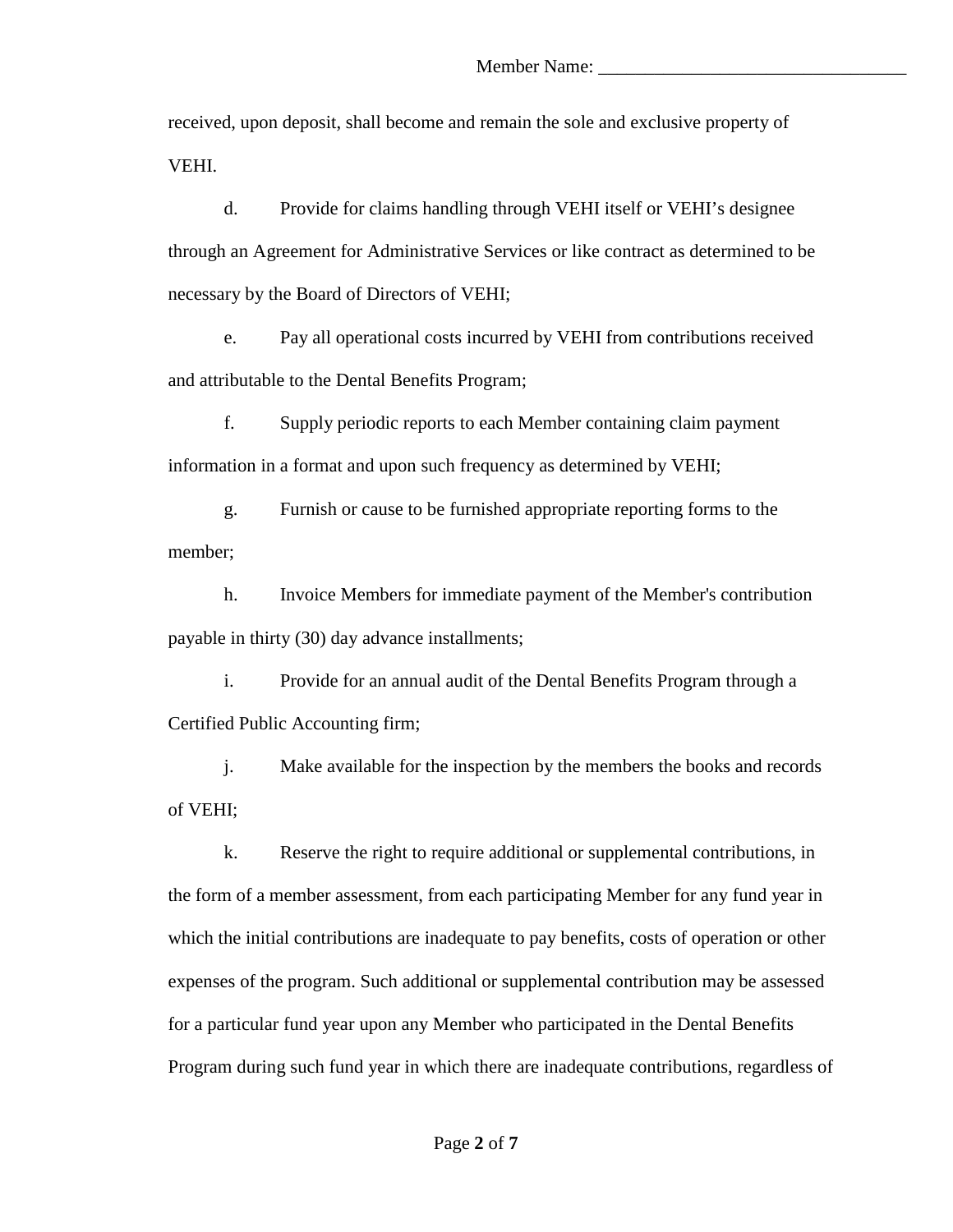received, upon deposit, shall become and remain the sole and exclusive property of VEHI.

d. Provide for claims handling through VEHI itself or VEHI's designee through an Agreement for Administrative Services or like contract as determined to be necessary by the Board of Directors of VEHI;

e. Pay all operational costs incurred by VEHI from contributions received and attributable to the Dental Benefits Program;

f. Supply periodic reports to each Member containing claim payment information in a format and upon such frequency as determined by VEHI;

g. Furnish or cause to be furnished appropriate reporting forms to the member;

h. Invoice Members for immediate payment of the Member's contribution payable in thirty (30) day advance installments;

i. Provide for an annual audit of the Dental Benefits Program through a Certified Public Accounting firm;

j. Make available for the inspection by the members the books and records of VEHI;

k. Reserve the right to require additional or supplemental contributions, in the form of a member assessment, from each participating Member for any fund year in which the initial contributions are inadequate to pay benefits, costs of operation or other expenses of the program. Such additional or supplemental contribution may be assessed for a particular fund year upon any Member who participated in the Dental Benefits Program during such fund year in which there are inadequate contributions, regardless of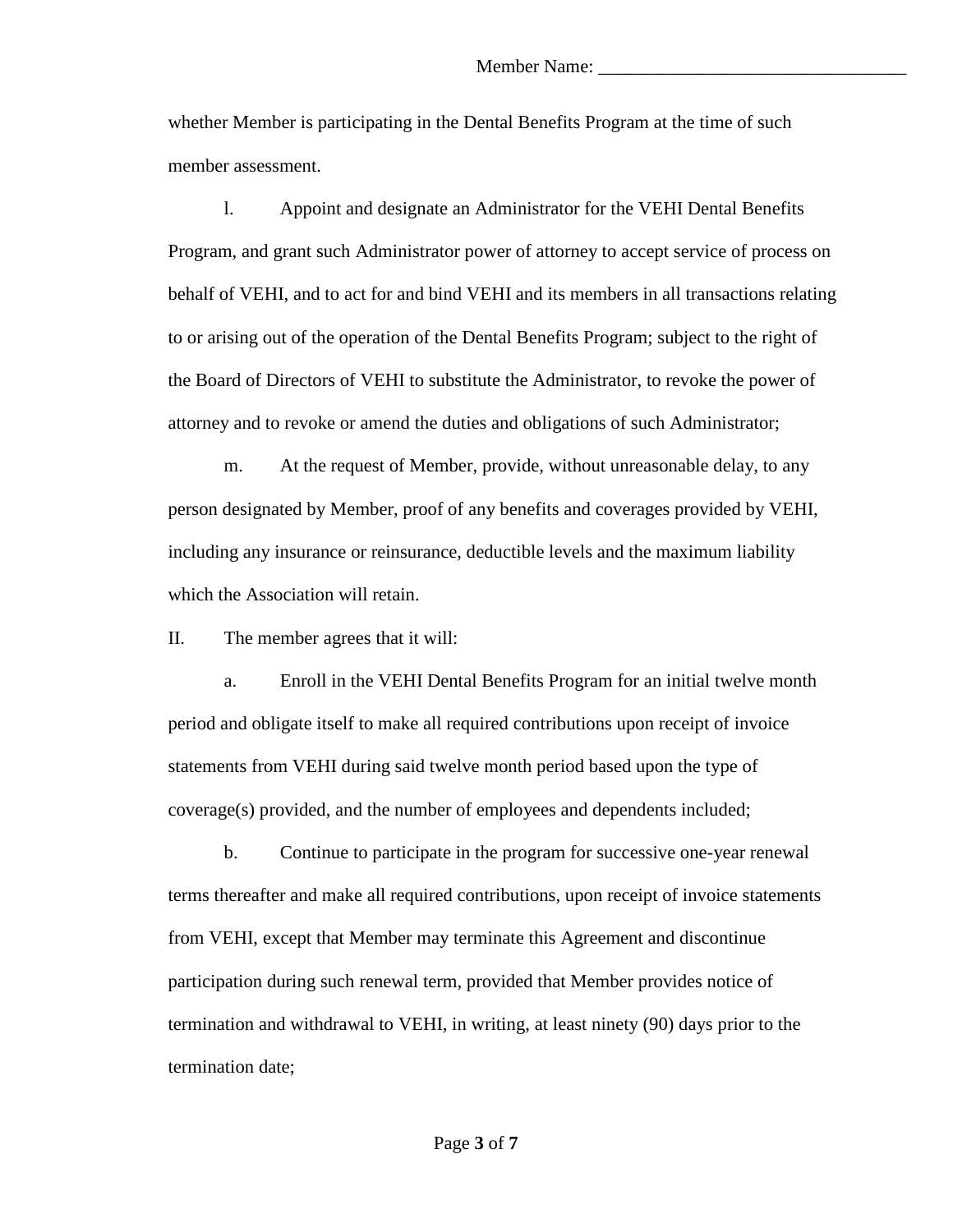Member Name: _________________________________

whether Member is participating in the Dental Benefits Program at the time of such member assessment.

l. Appoint and designate an Administrator for the VEHI Dental Benefits Program, and grant such Administrator power of attorney to accept service of process on behalf of VEHI, and to act for and bind VEHI and its members in all transactions relating to or arising out of the operation of the Dental Benefits Program; subject to the right of the Board of Directors of VEHI to substitute the Administrator, to revoke the power of attorney and to revoke or amend the duties and obligations of such Administrator;

m. At the request of Member, provide, without unreasonable delay, to any person designated by Member, proof of any benefits and coverages provided by VEHI, including any insurance or reinsurance, deductible levels and the maximum liability which the Association will retain.

II. The member agrees that it will:

a. Enroll in the VEHI Dental Benefits Program for an initial twelve month period and obligate itself to make all required contributions upon receipt of invoice statements from VEHI during said twelve month period based upon the type of coverage(s) provided, and the number of employees and dependents included;

b. Continue to participate in the program for successive one-year renewal terms thereafter and make all required contributions, upon receipt of invoice statements from VEHI, except that Member may terminate this Agreement and discontinue participation during such renewal term, provided that Member provides notice of termination and withdrawal to VEHI, in writing, at least ninety (90) days prior to the termination date;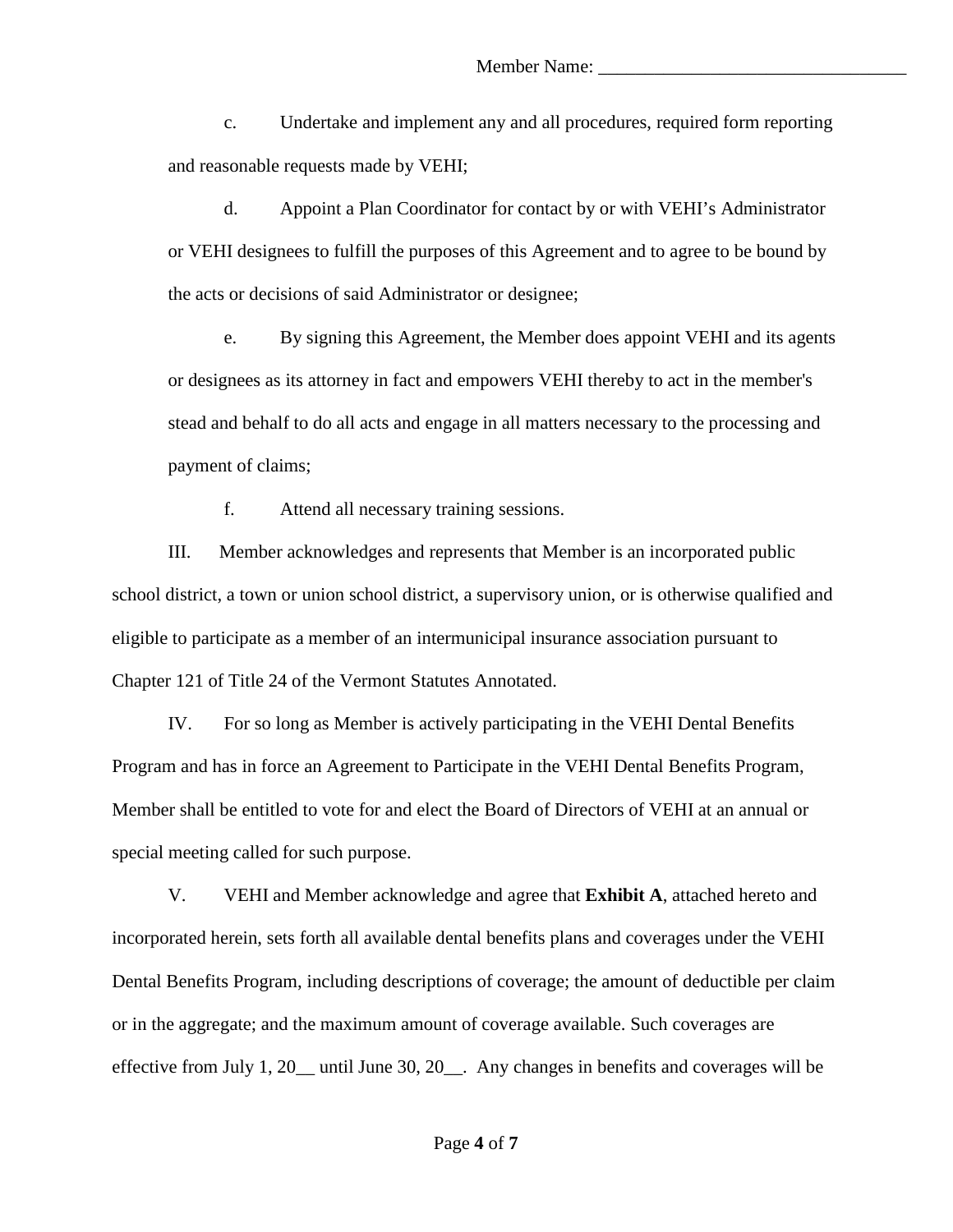Member Name: _________________________________

c. Undertake and implement any and all procedures, required form reporting and reasonable requests made by VEHI;

d. Appoint a Plan Coordinator for contact by or with VEHI's Administrator or VEHI designees to fulfill the purposes of this Agreement and to agree to be bound by the acts or decisions of said Administrator or designee;

e. By signing this Agreement, the Member does appoint VEHI and its agents or designees as its attorney in fact and empowers VEHI thereby to act in the member's stead and behalf to do all acts and engage in all matters necessary to the processing and payment of claims;

f. Attend all necessary training sessions.

III. Member acknowledges and represents that Member is an incorporated public school district, a town or union school district, a supervisory union, or is otherwise qualified and eligible to participate as a member of an intermunicipal insurance association pursuant to Chapter 121 of Title 24 of the Vermont Statutes Annotated.

IV. For so long as Member is actively participating in the VEHI Dental Benefits Program and has in force an Agreement to Participate in the VEHI Dental Benefits Program, Member shall be entitled to vote for and elect the Board of Directors of VEHI at an annual or special meeting called for such purpose.

V. VEHI and Member acknowledge and agree that **Exhibit A**, attached hereto and incorporated herein, sets forth all available dental benefits plans and coverages under the VEHI Dental Benefits Program, including descriptions of coverage; the amount of deductible per claim or in the aggregate; and the maximum amount of coverage available. Such coverages are effective from July 1, 20__ until June 30, 20__. Any changes in benefits and coverages will be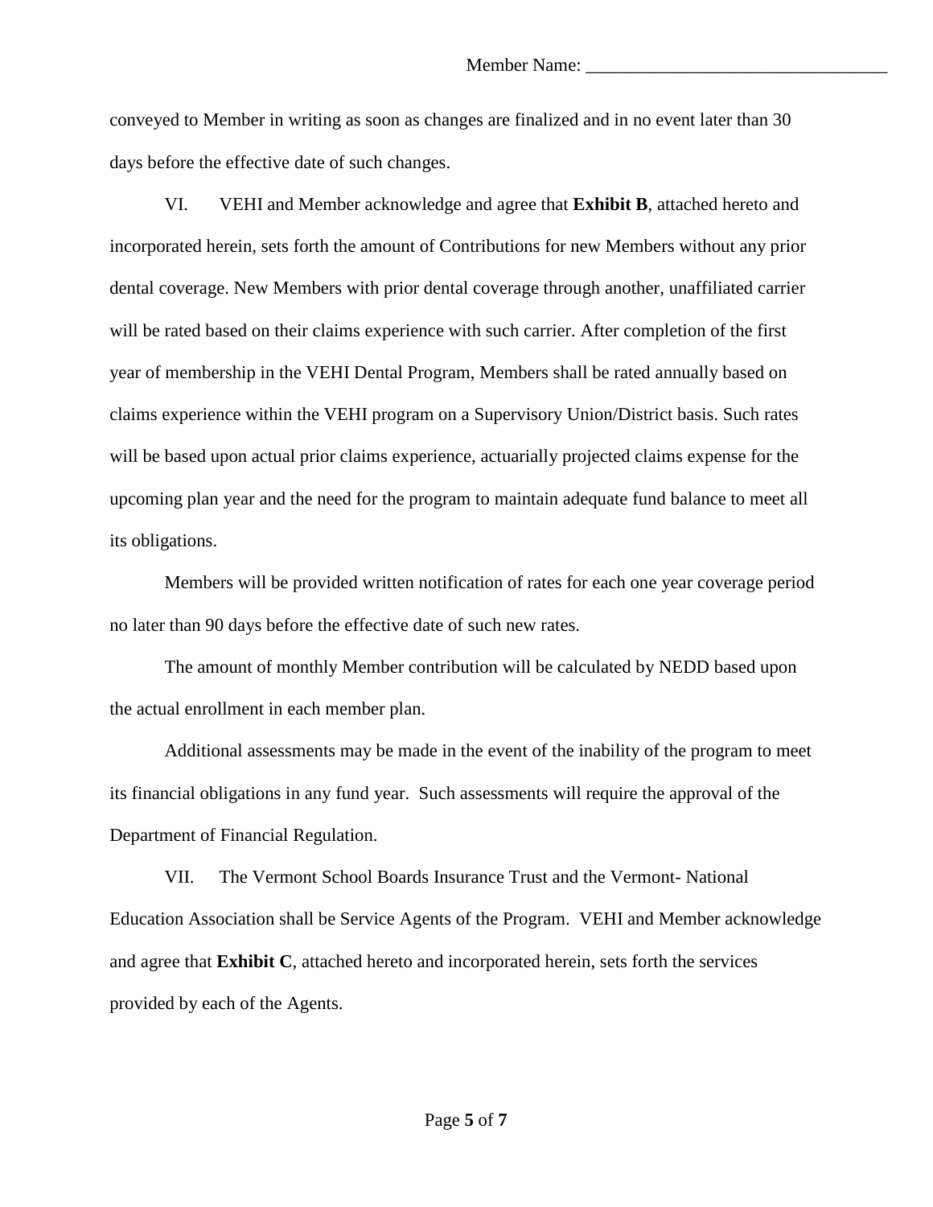conveyed to Member in writing as soon as changes are finalized and in no event later than 30 days before the effective date of such changes.

VI. VEHI and Member acknowledge and agree that **Exhibit B**, attached hereto and incorporated herein, sets forth the amount of Contributions for new Members without any prior dental coverage. New Members with prior dental coverage through another, unaffiliated carrier will be rated based on their claims experience with such carrier. After completion of the first year of membership in the VEHI Dental Program, Members shall be rated annually based on claims experience within the VEHI program on a Supervisory Union/District basis. Such rates will be based upon actual prior claims experience, actuarially projected claims expense for the upcoming plan year and the need for the program to maintain adequate fund balance to meet all its obligations.

Members will be provided written notification of rates for each one year coverage period no later than 90 days before the effective date of such new rates.

The amount of monthly Member contribution will be calculated by NEDD based upon the actual enrollment in each member plan.

Additional assessments may be made in the event of the inability of the program to meet its financial obligations in any fund year. Such assessments will require the approval of the Department of Financial Regulation.

VII. The Vermont School Boards Insurance Trust and the Vermont- National Education Association shall be Service Agents of the Program. VEHI and Member acknowledge and agree that **Exhibit C**, attached hereto and incorporated herein, sets forth the services provided by each of the Agents.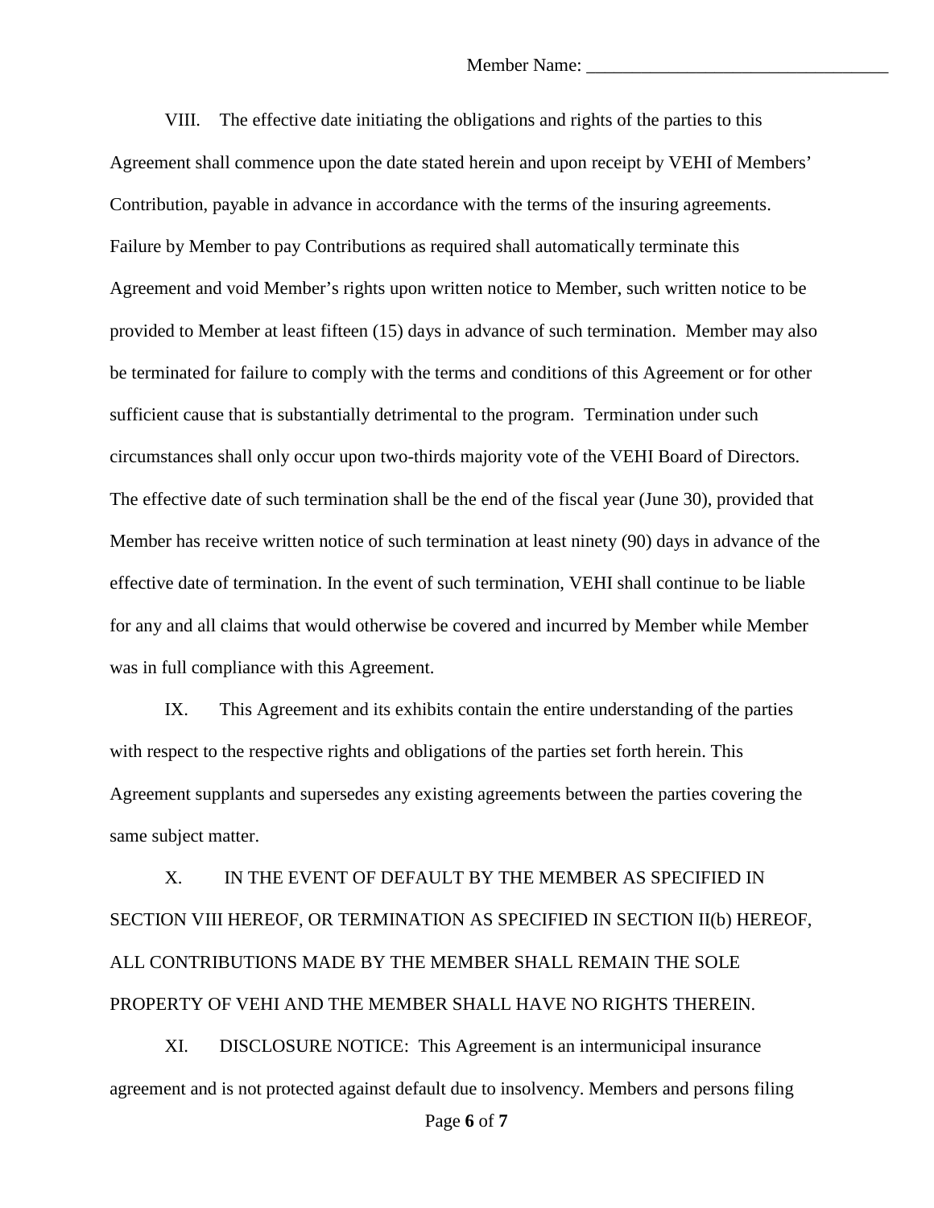Member Name: ________________________________

VIII. The effective date initiating the obligations and rights of the parties to this Agreement shall commence upon the date stated herein and upon receipt by VEHI of Members' Contribution, payable in advance in accordance with the terms of the insuring agreements. Failure by Member to pay Contributions as required shall automatically terminate this Agreement and void Member's rights upon written notice to Member, such written notice to be provided to Member at least fifteen (15) days in advance of such termination. Member may also be terminated for failure to comply with the terms and conditions of this Agreement or for other sufficient cause that is substantially detrimental to the program. Termination under such circumstances shall only occur upon two-thirds majority vote of the VEHI Board of Directors. The effective date of such termination shall be the end of the fiscal year (June 30), provided that Member has receive written notice of such termination at least ninety (90) days in advance of the effective date of termination. In the event of such termination, VEHI shall continue to be liable for any and all claims that would otherwise be covered and incurred by Member while Member was in full compliance with this Agreement.

IX. This Agreement and its exhibits contain the entire understanding of the parties with respect to the respective rights and obligations of the parties set forth herein. This Agreement supplants and supersedes any existing agreements between the parties covering the same subject matter.

X. IN THE EVENT OF DEFAULT BY THE MEMBER AS SPECIFIED IN SECTION VIII HEREOF, OR TERMINATION AS SPECIFIED IN SECTION II(b) HEREOF, ALL CONTRIBUTIONS MADE BY THE MEMBER SHALL REMAIN THE SOLE PROPERTY OF VEHI AND THE MEMBER SHALL HAVE NO RIGHTS THEREIN.

XI. DISCLOSURE NOTICE: This Agreement is an intermunicipal insurance agreement and is not protected against default due to insolvency. Members and persons filing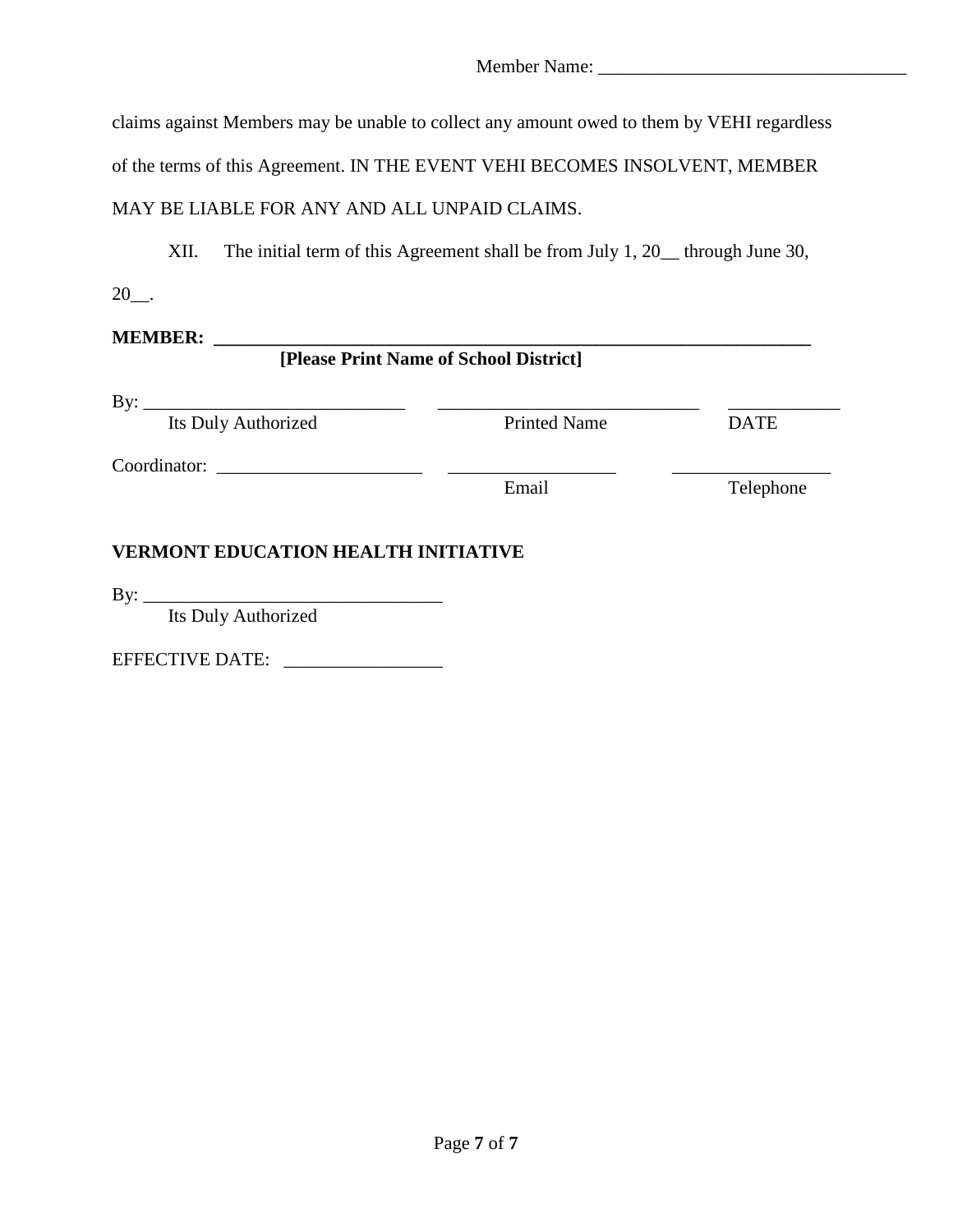Member Name: _________________________________

claims against Members may be unable to collect any amount owed to them by VEHI regardless of the terms of this Agreement. IN THE EVENT VEHI BECOMES INSOLVENT, MEMBER MAY BE LIABLE FOR ANY AND ALL UNPAID CLAIMS.

XII. The initial term of this Agreement shall be from July 1, 20__ through June 30, 20__.

**MEMBER: ________________________________________________________________**
**[Please Print Name of School District]**

By: ____________________________ ____________________________ ____________
Its Duly Authorized Printed Name DATE

Coordinator: ______________________ __________________ _________________
Email Telephone

**VERMONT EDUCATION HEALTH INITIATIVE**

By: ________________________________
Its Duly Authorized

EFFECTIVE DATE: _________________